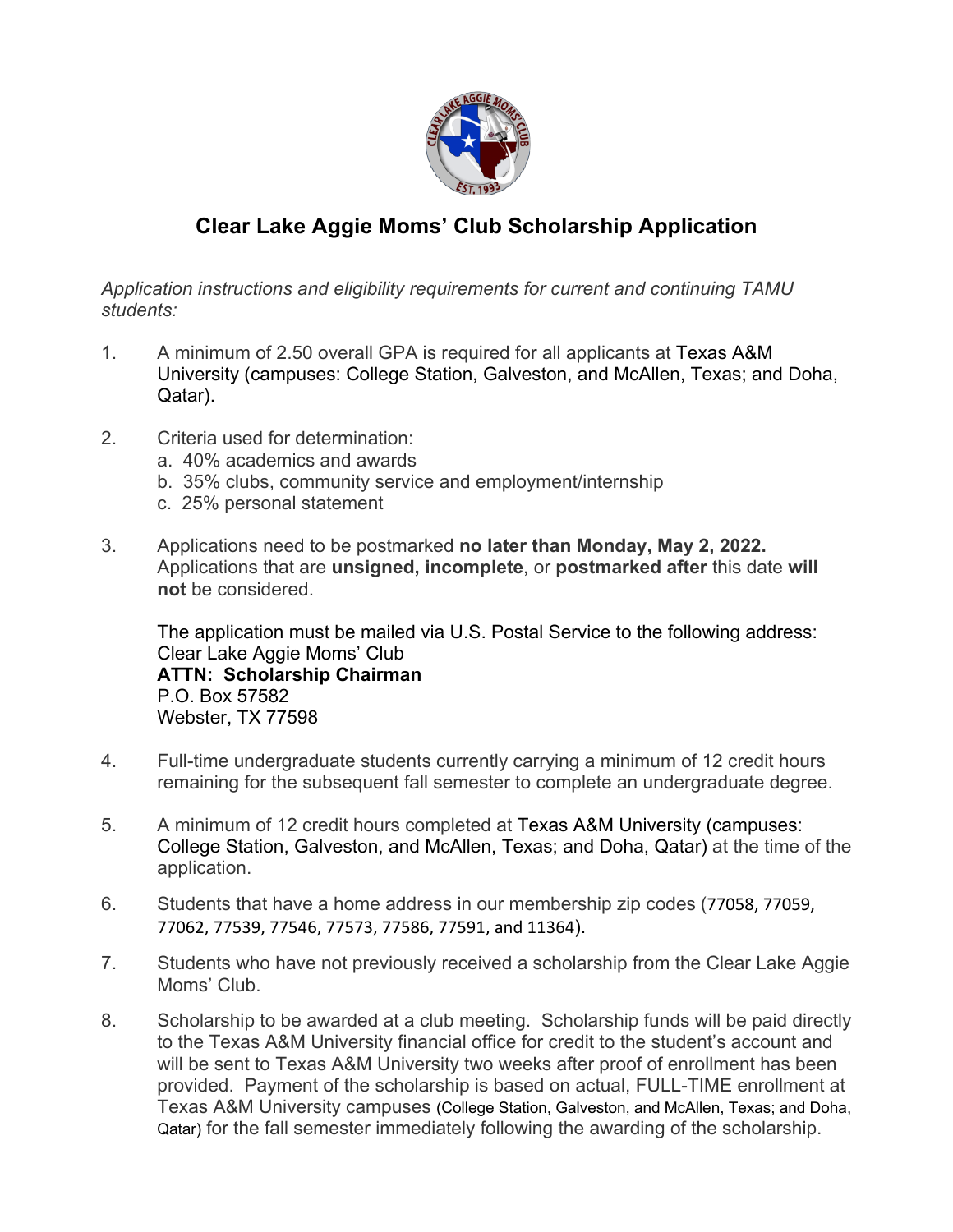# Clear Lake Aggie Moms' Club Scholarship Application

*Application instructions and eligibility requirements for current and continuing TAMU students:*

1. A minimum of 2.50 overall GPA is required for all applicants at Texas A&M University (campuses: College Station, Galveston, and McAllen, Texas; and Doha, Qatar).

2. Criteria used for determination:
   a. 40% academics and awards
   b. 35% clubs, community service and employment/internship
   c. 25% personal statement

3. Applications need to be postmarked **no later than Monday, May 2, 2022.** Applications that are **unsigned, incomplete**, or **postmarked after** this date **will not** be considered.

   <u>The application must be mailed via U.S. Postal Service to the following address</u>:
   Clear Lake Aggie Moms' Club
   **ATTN: Scholarship Chairman**
   P.O. Box 57582
   Webster, TX 77598

4. Full-time undergraduate students currently carrying a minimum of 12 credit hours remaining for the subsequent fall semester to complete an undergraduate degree.

5. A minimum of 12 credit hours completed at Texas A&M University (campuses: College Station, Galveston, and McAllen, Texas; and Doha, Qatar) at the time of the application.

6. Students that have a home address in our membership zip codes (77058, 77059, 77062, 77539, 77546, 77573, 77586, 77591, and 11364).

7. Students who have not previously received a scholarship from the Clear Lake Aggie Moms' Club.

8. Scholarship to be awarded at a club meeting. Scholarship funds will be paid directly to the Texas A&M University financial office for credit to the student's account and will be sent to Texas A&M University two weeks after proof of enrollment has been provided. Payment of the scholarship is based on actual, FULL-TIME enrollment at Texas A&M University campuses (College Station, Galveston, and McAllen, Texas; and Doha, Qatar) for the fall semester immediately following the awarding of the scholarship.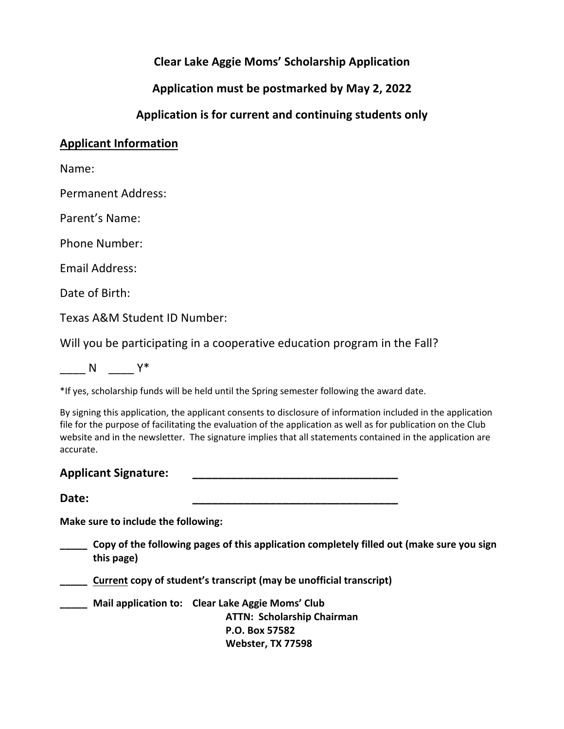**Clear Lake Aggie Moms' Scholarship Application**

**Application must be postmarked by May 2, 2022**

**Application is for current and continuing students only**

## Applicant Information

Name:

Permanent Address:

Parent's Name:

Phone Number:

Email Address:

Date of Birth:

Texas A&M Student ID Number:

Will you be participating in a cooperative education program in the Fall?

____ N ____ Y*

*If yes, scholarship funds will be held until the Spring semester following the award date.

By signing this application, the applicant consents to disclosure of information included in the application file for the purpose of facilitating the evaluation of the application as well as for publication on the Club website and in the newsletter. The signature implies that all statements contained in the application are accurate.

**Applicant Signature:** ________________________________

**Date:** ________________________________

**Make sure to include the following:**

_____ **Copy of the following pages of this application completely filled out (make sure you sign this page)**

_____ **Current copy of student's transcript (may be unofficial transcript)**

_____ **Mail application to: Clear Lake Aggie Moms' Club**
**ATTN: Scholarship Chairman**
**P.O. Box 57582**
**Webster, TX 77598**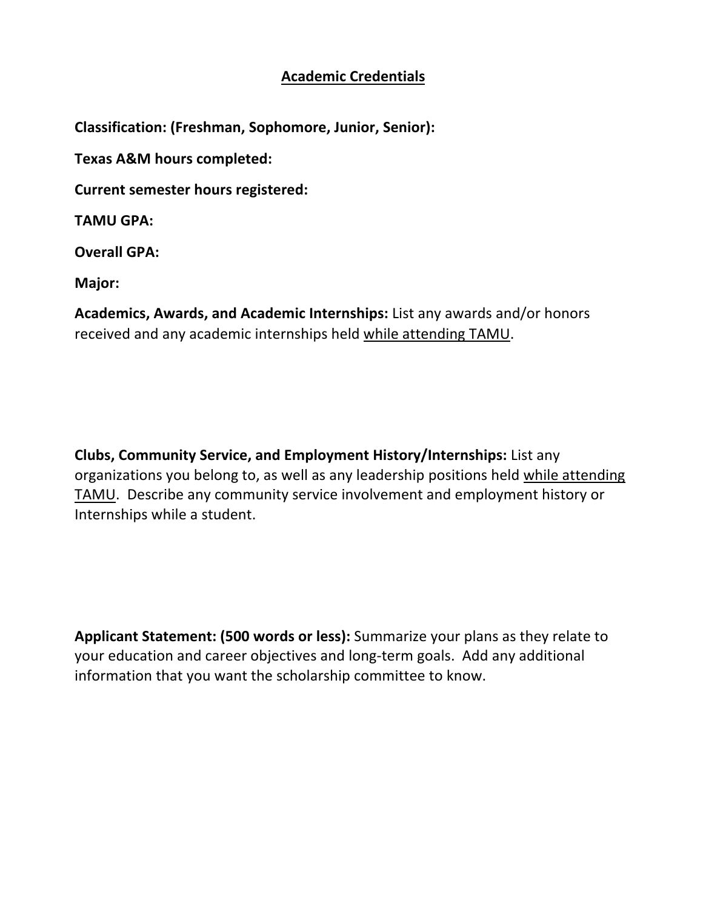## Academic Credentials

**Classification: (Freshman, Sophomore, Junior, Senior):**

**Texas A&M hours completed:**

**Current semester hours registered:**

**TAMU GPA:**

**Overall GPA:**

**Major:**

**Academics, Awards, and Academic Internships:** List any awards and/or honors received and any academic internships held while attending TAMU.

**Clubs, Community Service, and Employment History/Internships:** List any organizations you belong to, as well as any leadership positions held while attending TAMU. Describe any community service involvement and employment history or Internships while a student.

**Applicant Statement: (500 words or less):** Summarize your plans as they relate to your education and career objectives and long-term goals. Add any additional information that you want the scholarship committee to know.